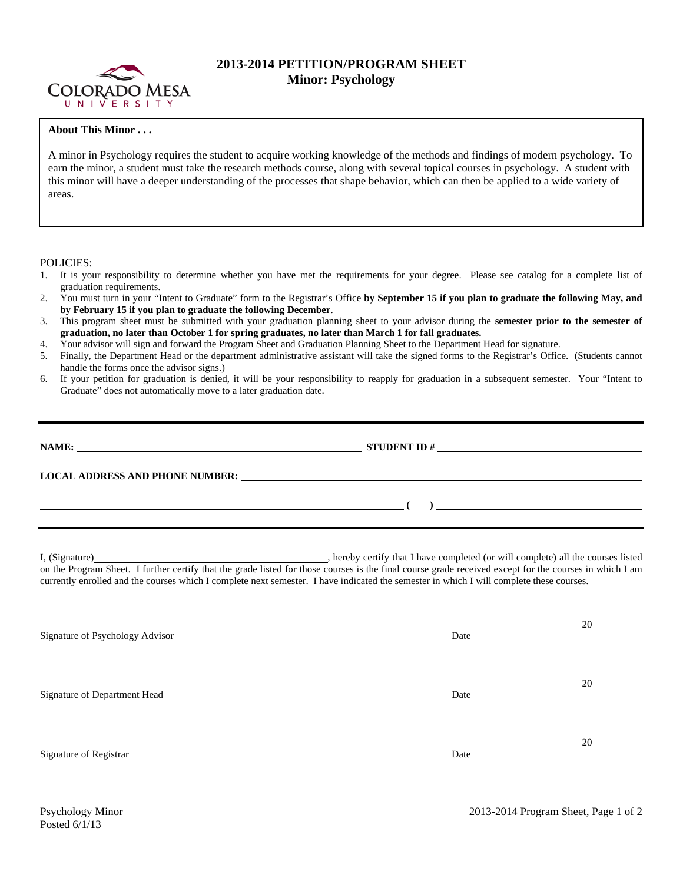# 2013-2014 PETITION/PROGRAM SHEET
## Minor: Psychology

**About This Minor . . .**

A minor in Psychology requires the student to acquire working knowledge of the methods and findings of modern psychology. To earn the minor, a student must take the research methods course, along with several topical courses in psychology. A student with this minor will have a deeper understanding of the processes that shape behavior, which can then be applied to a wide variety of areas.

POLICIES:

1. It is your responsibility to determine whether you have met the requirements for your degree. Please see catalog for a complete list of graduation requirements.
2. You must turn in your "Intent to Graduate" form to the Registrar's Office **by September 15 if you plan to graduate the following May, and by February 15 if you plan to graduate the following December**.
3. This program sheet must be submitted with your graduation planning sheet to your advisor during the **semester prior to the semester of graduation, no later than October 1 for spring graduates, no later than March 1 for fall graduates.**
4. Your advisor will sign and forward the Program Sheet and Graduation Planning Sheet to the Department Head for signature.
5. Finally, the Department Head or the department administrative assistant will take the signed forms to the Registrar's Office. (Students cannot handle the forms once the advisor signs.)
6. If your petition for graduation is denied, it will be your responsibility to reapply for graduation in a subsequent semester. Your "Intent to Graduate" does not automatically move to a later graduation date.

---

**NAME:** ____________________ **STUDENT ID #** ____________________

**LOCAL ADDRESS AND PHONE NUMBER:** ____________________

____________________ **(    )** ____________________

---

I, (Signature)____________________, hereby certify that I have completed (or will complete) all the courses listed on the Program Sheet. I further certify that the grade listed for those courses is the final course grade received except for the courses in which I am currently enrolled and the courses which I complete next semester. I have indicated the semester in which I will complete these courses.

____________________ ____________________20______
Signature of Psychology Advisor Date

____________________ ____________________20______
Signature of Department Head Date

____________________ ____________________20______
Signature of Registrar Date

Psychology Minor
Posted 6/1/13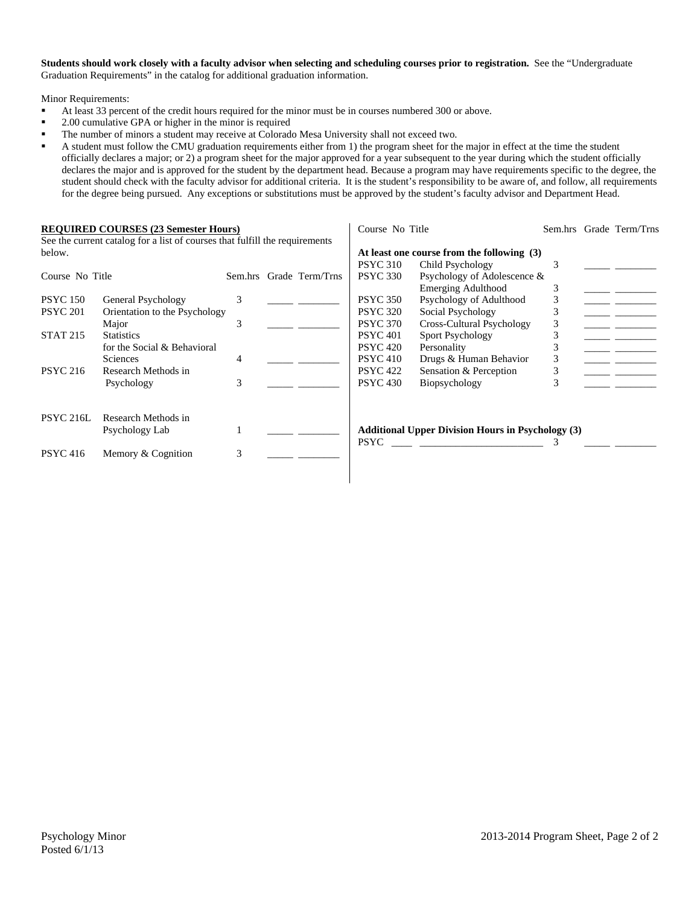**Students should work closely with a faculty advisor when selecting and scheduling courses prior to registration.** See the "Undergraduate Graduation Requirements" in the catalog for additional graduation information.

Minor Requirements:

- At least 33 percent of the credit hours required for the minor must be in courses numbered 300 or above.
- 2.00 cumulative GPA or higher in the minor is required
- The number of minors a student may receive at Colorado Mesa University shall not exceed two.
- A student must follow the CMU graduation requirements either from 1) the program sheet for the major in effect at the time the student officially declares a major; or 2) a program sheet for the major approved for a year subsequent to the year during which the student officially declares the major and is approved for the student by the department head. Because a program may have requirements specific to the degree, the student should check with the faculty advisor for additional criteria. It is the student's responsibility to be aware of, and follow, all requirements for the degree being pursued. Any exceptions or substitutions must be approved by the student's faculty advisor and Department Head.

**REQUIRED COURSES (23 Semester Hours)**

See the current catalog for a list of courses that fulfill the requirements below.

| Course No | Title | Sem.hrs | Grade | Term/Trns |
|---|---|---|---|---|
| PSYC 150 | General Psychology | 3 | _____ | ________ |
| PSYC 201 | Orientation to the Psychology Major | 3 | _____ | ________ |
| STAT 215 | Statistics for the Social & Behavioral Sciences | 4 | _____ | ________ |
| PSYC 216 | Research Methods in Psychology | 3 | _____ | ________ |
| PSYC 216L | Research Methods in Psychology Lab | 1 | _____ | ________ |
| PSYC 416 | Memory & Cognition | 3 | _____ | ________ |

| Course No | Title | Sem.hrs | Grade | Term/Trns |
|---|---|---|---|---|
| **At least one course from the following (3)** | | | | |
| PSYC 310 | Child Psychology | 3 | _____ | ________ |
| PSYC 330 | Psychology of Adolescence & Emerging Adulthood | 3 | _____ | ________ |
| PSYC 350 | Psychology of Adulthood | 3 | _____ | ________ |
| PSYC 320 | Social Psychology | 3 | _____ | ________ |
| PSYC 370 | Cross-Cultural Psychology | 3 | _____ | ________ |
| PSYC 401 | Sport Psychology | 3 | _____ | ________ |
| PSYC 420 | Personality | 3 | _____ | ________ |
| PSYC 410 | Drugs & Human Behavior | 3 | _____ | ________ |
| PSYC 422 | Sensation & Perception | 3 | _____ | ________ |
| PSYC 430 | Biopsychology | 3 | _____ | ________ |
| **Additional Upper Division Hours in Psychology (3)** | | | | |
| PSYC ____ | ________________________ | 3 | _____ | ________ |

Psychology Minor
Posted 6/1/13

2013-2014 Program Sheet, Page 2 of 2